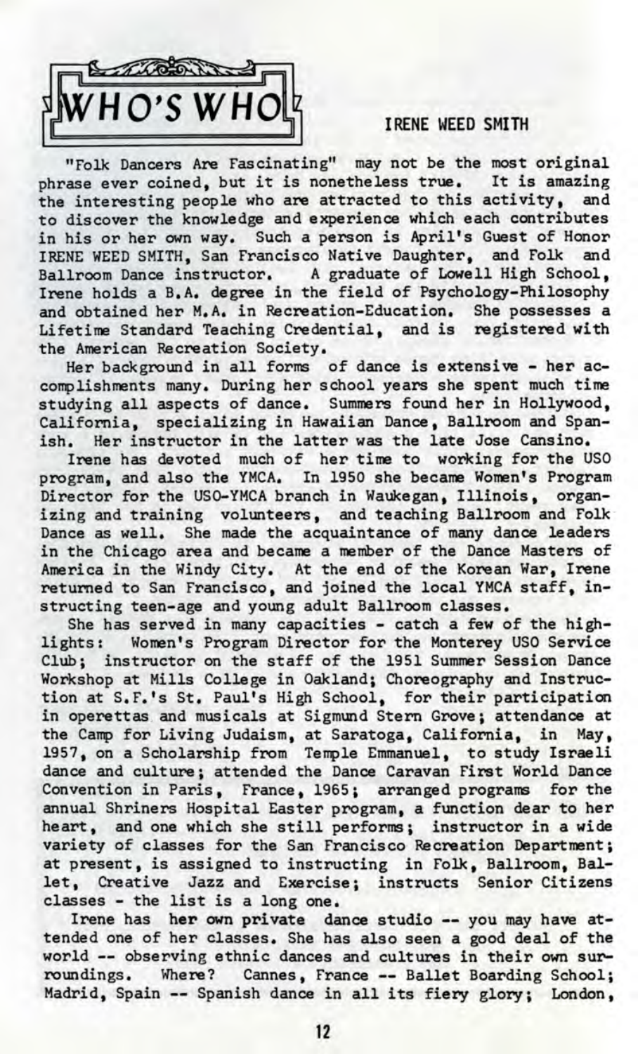# WHO'S WHO

## IRENE WEED SMITH

"Folk Dancers Are Fascinating" may not be the most original phrase ever coined, but it is nonetheless true. It is amazing the interesting people who are attracted to this activity, and to discover the knowledge and experience which each contributes in his or her own way. Such a person is April's Guest of Honor IRENE WEED SMITH, San Francisco Native Daughter, and Folk and Ballroom Dance instructor. A graduate of Lowell High School, Irene holds a B.A. degree in the field of Psychology-Philosophy and obtained her M.A. in Recreation-Education. She possesses a Lifetime Standard Teaching Credential, and is registered with the American Recreation Society.

Her background in all forms of dance is extensive - her accomplishments many. During her school years she spent much time studying all aspects of dance. Summers found her in Hollywood, California, specializing in Hawaiian Dance, Ballroom and Spanish. Her instructor in the latter was the late Jose Cansino.

Irene has devoted much of her time to working for the USO program, and also the YMCA. In 1950 she became Women's Program Director for the USO-YMCA branch in Waukegan, Illinois, organizing and training volunteers, and teaching Ballroom and Folk Dance as well. She made the acquaintance of many dance leaders in the Chicago area and became a member of the Dance Masters of America in the Windy City. At the end of the Korean War, Irene returned to San Francisco, and joined the local YMCA staff, instructing teen-age and young adult Ballroom classes.

She has served in many capacities - catch a few of the highlights: Women's Program Director for the Monterey USO Service Club; instructor on the staff of the 1951 Summer Session Dance Workshop at Mills College in Oakland; Choreography and Instruction at S.F.'s St. Paul's High School, for their participation in operettas and musicals at Sigmund Stern Grove; attendance at the Camp for Living Judaism, at Saratoga, California, in May, 1957, on a Scholarship from Temple Emmanuel, to study Israeli dance and culture; attended the Dance Caravan First World Dance Convention in Paris, France, 1965; arranged programs for the annual Shriners Hospital Easter program, a function dear to her heart, and one which she still performs; instructor in a wide variety of classes for the San Francisco Recreation Department; at present, is assigned to instructing in Folk, Ballroom, Ballet, Creative Jazz and Exercise; instructs Senior Citizens classes - the list is a long one.

Irene has her own private dance studio -- you may have attended one of her classes. She has also seen a good deal of the world -- observing ethnic dances and cultures in their own surroundings. Where? Cannes, France -- Ballet Boarding School; Madrid, Spain -- Spanish dance in all its fiery glory; London,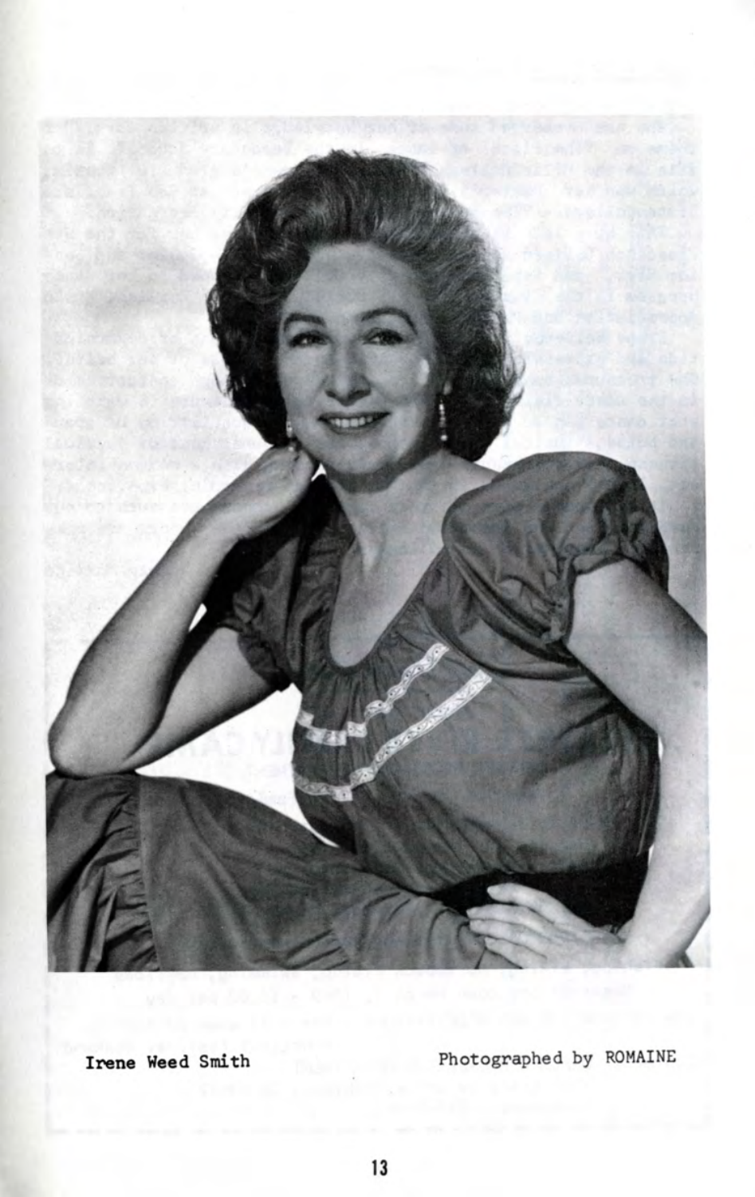**Irene Weed Smith** Photographed by ROMAINE